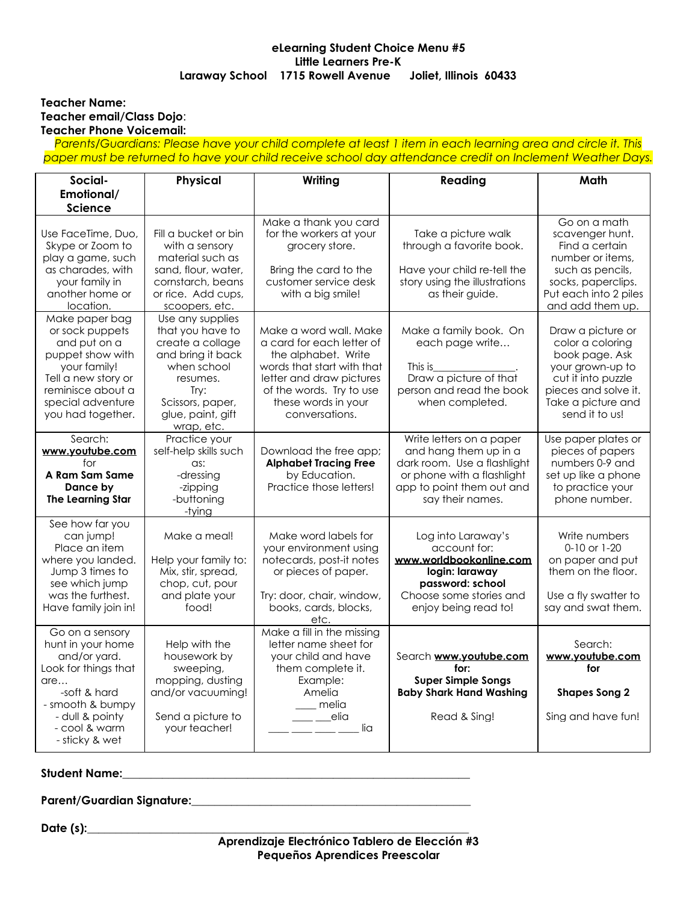**eLearning Student Choice Menu #5**
**Little Learners Pre-K**
**Laraway School 1715 Rowell Avenue Joliet, Illinois 60433**

**Teacher Name:**
**Teacher email/Class Dojo**:
**Teacher Phone Voicemail:**

*Parents/Guardians: Please have your child complete at least 1 item in each learning area and circle it. This paper must be returned to have your child receive school day attendance credit on Inclement Weather Days.*

| Social-Emotional/ Science | Physical | Writing | Reading | Math |
|---|---|---|---|---|
| Use FaceTime, Duo, Skype or Zoom to play a game, such as charades, with your family in another home or location. | Fill a bucket or bin with a sensory material such as sand, flour, water, cornstarch, beans or rice. Add cups, scoopers, etc. | Make a thank you card for the workers at your grocery store.<br><br>Bring the card to the customer service desk with a big smile! | Take a picture walk through a favorite book.<br><br>Have your child re-tell the story using the illustrations as their guide. | Go on a math scavenger hunt. Find a certain number or items, such as pencils, socks, paperclips. Put each into 2 piles and add them up. |
| Make paper bag or sock puppets and put on a puppet show with your family! Tell a new story or reminisce about a special adventure you had together. | Use any supplies that you have to create a collage and bring it back when school resumes. Try: Scissors, paper, glue, paint, gift wrap, etc. | Make a word wall. Make a card for each letter of the alphabet. Write words that start with that letter and draw pictures of the words. Try to use these words in your conversations. | Make a family book. On each page write…<br><br>This is_______________.<br>Draw a picture of that person and read the book when completed. | Draw a picture or color a coloring book page. Ask your grown-up to cut it into puzzle pieces and solve it. Take a picture and send it to us! |
| Search: **www.youtube.com** for **A Ram Sam Same Dance by The Learning Star** | Practice your self-help skills such as:<br>-dressing<br>-zipping<br>-buttoning<br>-tying | Download the free app; **Alphabet Tracing Free** by Education. Practice those letters! | Write letters on a paper and hang them up in a dark room. Use a flashlight or phone with a flashlight app to point them out and say their names. | Use paper plates or pieces of papers numbers 0-9 and set up like a phone to practice your phone number. |
| See how far you can jump! Place an item where you landed. Jump 3 times to see which jump was the furthest. Have family join in! | Make a meal!<br><br>Help your family to: Mix, stir, spread, chop, cut, pour and plate your food! | Make word labels for your environment using notecards, post-it notes or pieces of paper.<br><br>Try: door, chair, window, books, cards, blocks, etc. | Log into Laraway's account for: **www.worldbookonline.com** **login: laraway** **password: school** Choose some stories and enjoy being read to! | Write numbers 0-10 or 1-20 on paper and put them on the floor.<br><br>Use a fly swatter to say and swat them. |
| Go on a sensory hunt in your home and/or yard. Look for things that are…<br>-soft & hard<br>- smooth & bumpy<br>- dull & pointy<br>- cool & warm<br>- sticky & wet | Help with the housework by sweeping, mopping, dusting and/or vacuuming!<br><br>Send a picture to your teacher! | Make a fill in the missing letter name sheet for your child and have them complete it. Example:<br>Amelia<br>____ melia<br>____ ___elia<br>____ ____ ____ ____ lia | Search **www.youtube.com** **for:** **Super Simple Songs Baby Shark Hand Washing**<br><br>Read & Sing! | Search: **www.youtube.com** **for**<br><br>**Shapes Song 2**<br><br>Sing and have fun! |

**Student Name:**_____________________________________________________________

**Parent/Guardian Signature:**_______________________________________________

**Date (s):**__________________________________________________________________

**Aprendizaje Electrónico Tablero de Elección #3**
**Pequeños Aprendices Preescolar**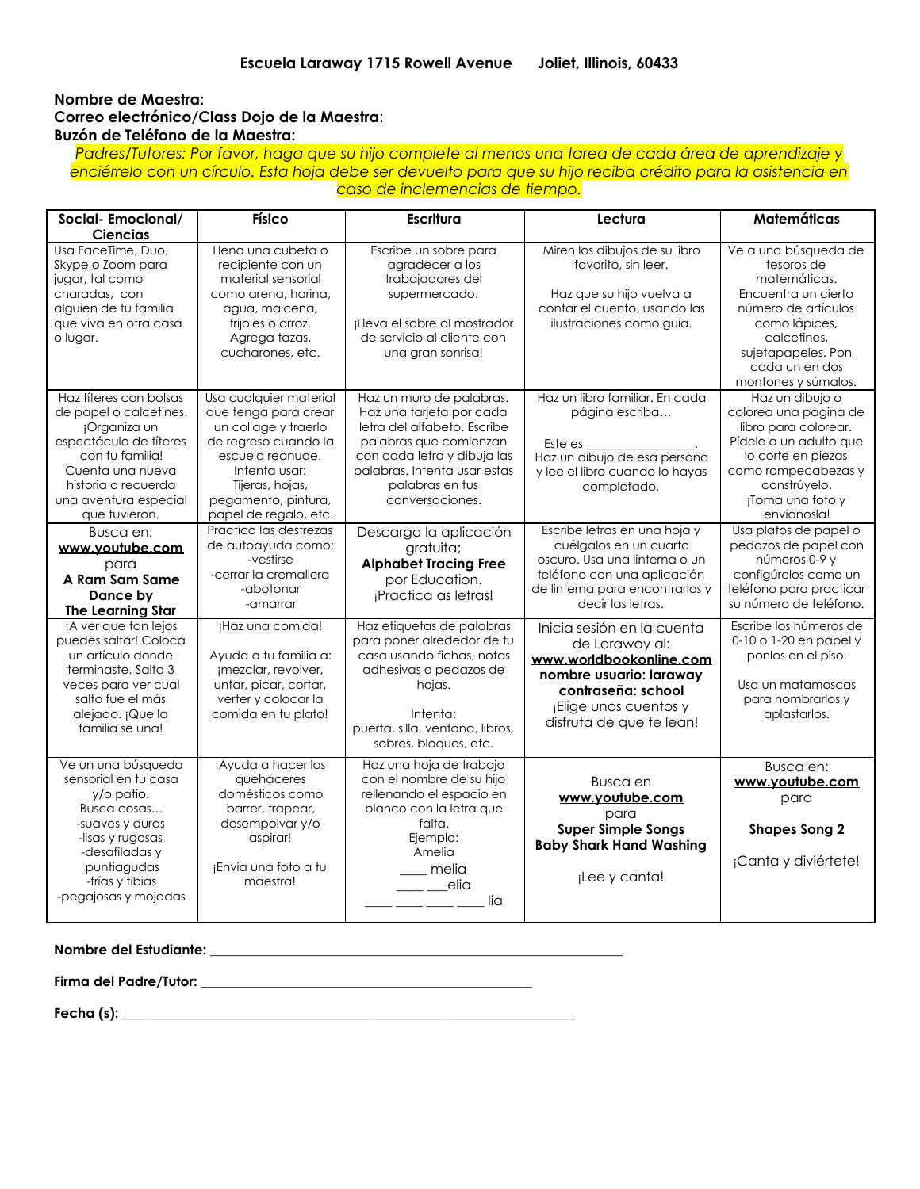**Escuela Laraway 1715 Rowell Avenue Joliet, Illinois, 60433**

**Nombre de Maestra:**
**Correo electrónico/Class Dojo de la Maestra**:
**Buzón de Teléfono de la Maestra:**

*Padres/Tutores: Por favor, haga que su hijo complete al menos una tarea de cada área de aprendizaje y enciérrelo con un círculo. Esta hoja debe ser devuelto para que su hijo reciba crédito para la asistencia en caso de inclemencias de tiempo.*

| Social- Emocional/ Ciencias | Físico | Escritura | Lectura | Matemáticas |
|---|---|---|---|---|
| Usa FaceTime, Duo, Skype o Zoom para jugar, tal como charadas, con alguien de tu familia que viva en otra casa o lugar. | Llena una cubeta o recipiente con un material sensorial como arena, harina, agua, maicena, frijoles o arroz. Agrega tazas, cucharones, etc. | Escribe un sobre para agradecer a los trabajadores del supermercado. ¡Lleva el sobre al mostrador de servicio al cliente con una gran sonrisa! | Miren los dibujos de su libro favorito, sin leer. Haz que su hijo vuelva a contar el cuento, usando las ilustraciones como guía. | Ve a una búsqueda de tesoros de matemáticas. Encuentra un cierto número de artículos como lápices, calcetines, sujetapapeles. Pon cada un en dos montones y súmalos. |
| Haz títeres con bolsas de papel o calcetines. ¡Organiza un espectáculo de títeres con tu familia! Cuenta una nueva historia o recuerda una aventura especial que tuvieron. | Usa cualquier material que tenga para crear un collage y traerlo de regreso cuando la escuela reanude. Intenta usar: Tijeras, hojas, pegamento, pintura, papel de regalo, etc. | Haz un muro de palabras. Haz una tarjeta por cada letra del alfabeto. Escribe palabras que comienzan con cada letra y dibuja las palabras. Intenta usar estas palabras en tus conversaciones. | Haz un libro familiar. En cada página escriba… Este es \_\_\_\_\_\_\_\_\_\_\_\_\_\_\_\_. Haz un dibujo de esa persona y lee el libro cuando lo hayas completado. | Haz un dibujo o colorea una página de libro para colorear. Pídele a un adulto que lo corte en piezas como rompecabezas y constrúyelo. ¡Toma una foto y envíanosla! |
| Busca en: **www.youtube.com** para **A Ram Sam Same Dance by The Learning Star** | Practica las destrezas de autoayuda como: -vestirse -cerrar la cremallera -abotonar -amarrar | Descarga la aplicación gratuita; **Alphabet Tracing Free** por Education. ¡Practica as letras! | Escribe letras en una hoja y cuélgalos en un cuarto oscuro. Usa una linterna o un teléfono con una aplicación de linterna para encontrarlos y decir las letras. | Usa platos de papel o pedazos de papel con números 0-9 y configúrelos como un teléfono para practicar su número de teléfono. |
| ¡A ver que tan lejos puedes saltar! Coloca un artículo donde terminaste. Salta 3 veces para ver cual salto fue el más alejado. ¡Que la familia se una! | ¡Haz una comida! Ayuda a tu familia a: ¡mezclar, revolver, untar, picar, cortar, verter y colocar la comida en tu plato! | Haz etiquetas de palabras para poner alrededor de tu casa usando fichas, notas adhesivas o pedazos de hojas. Intenta: puerta, silla, ventana, libros, sobres, bloques, etc. | Inicia sesión en la cuenta de Laraway al: **www.worldbookonline.com** **nombre usuario: laraway** **contraseña: school** ¡Elige unos cuentos y disfruta de que te lean! | Escribe los números de 0-10 o 1-20 en papel y ponlos en el piso. Usa un matamoscas para nombrarlos y aplastarlos. |
| Ve un una búsqueda sensorial en tu casa y/o patio. Busca cosas… -suaves y duras -lisas y rugosas -desafiladas y puntiagudas -frías y tibias -pegajosas y mojadas | ¡Ayuda a hacer los quehaceres domésticos como barrer, trapear, desempolvar y/o aspirar! ¡Envía una foto a tu maestra! | Haz una hoja de trabajo con el nombre de su hijo rellenando el espacio en blanco con la letra que falta. Ejemplo: Amelia \_\_\_\_ melia \_\_\_\_ \_\_\_elia \_\_\_\_ \_\_\_\_ \_\_\_\_ \_\_\_\_ lia | Busca en **www.youtube.com** para **Super Simple Songs Baby Shark Hand Washing** ¡Lee y canta! | Busca en: **www.youtube.com** para **Shapes Song 2** ¡Canta y diviértete! |

**Nombre del Estudiante:** \_\_\_\_\_\_\_\_\_\_\_\_\_\_\_\_\_\_\_\_\_\_\_\_\_\_\_\_\_\_\_\_\_\_\_\_\_\_\_\_\_\_\_\_\_\_\_\_\_\_\_\_\_\_\_\_

**Firma del Padre/Tutor:** \_\_\_\_\_\_\_\_\_\_\_\_\_\_\_\_\_\_\_\_\_\_\_\_\_\_\_\_\_\_\_\_\_\_\_\_\_\_\_\_\_\_\_\_

**Fecha (s):** \_\_\_\_\_\_\_\_\_\_\_\_\_\_\_\_\_\_\_\_\_\_\_\_\_\_\_\_\_\_\_\_\_\_\_\_\_\_\_\_\_\_\_\_\_\_\_\_\_\_\_\_\_\_\_\_\_\_\_\_